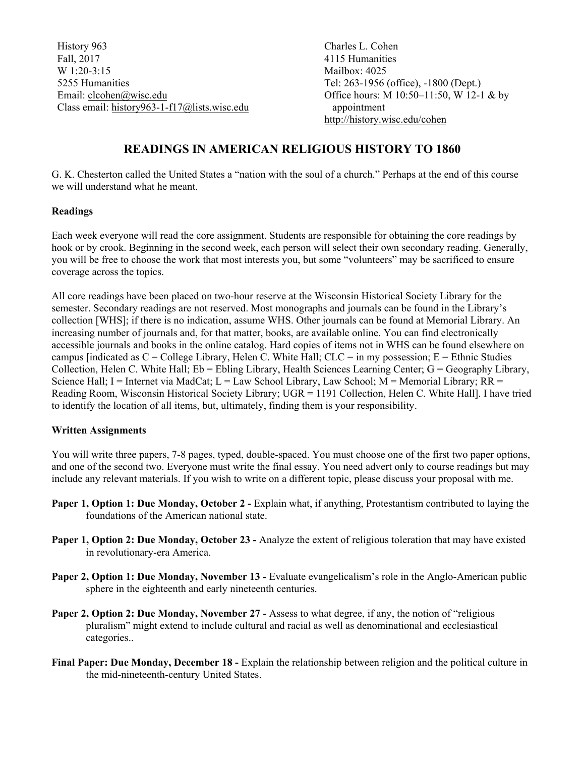History 963
Fall, 2017
W 1:20-3:15
5255 Humanities
Email: clcohen@wisc.edu
Class email: history963-1-f17@lists.wisc.edu

Charles L. Cohen
4115 Humanities
Mailbox: 4025
Tel: 263-1956 (office), -1800 (Dept.)
Office hours: M 10:50–11:50, W 12-1 & by appointment
http://history.wisc.edu/cohen

# READINGS IN AMERICAN RELIGIOUS HISTORY TO 1860

G. K. Chesterton called the United States a "nation with the soul of a church." Perhaps at the end of this course we will understand what he meant.

**Readings**

Each week everyone will read the core assignment. Students are responsible for obtaining the core readings by hook or by crook. Beginning in the second week, each person will select their own secondary reading. Generally, you will be free to choose the work that most interests you, but some "volunteers" may be sacrificed to ensure coverage across the topics.

All core readings have been placed on two-hour reserve at the Wisconsin Historical Society Library for the semester. Secondary readings are not reserved. Most monographs and journals can be found in the Library's collection [WHS]; if there is no indication, assume WHS. Other journals can be found at Memorial Library. An increasing number of journals and, for that matter, books, are available online. You can find electronically accessible journals and books in the online catalog. Hard copies of items not in WHS can be found elsewhere on campus [indicated as C = College Library, Helen C. White Hall; CLC = in my possession; E = Ethnic Studies Collection, Helen C. White Hall; Eb = Ebling Library, Health Sciences Learning Center; G = Geography Library, Science Hall; I = Internet via MadCat; L = Law School Library, Law School; M = Memorial Library; RR = Reading Room, Wisconsin Historical Society Library; UGR = 1191 Collection, Helen C. White Hall]. I have tried to identify the location of all items, but, ultimately, finding them is your responsibility.

**Written Assignments**

You will write three papers, 7-8 pages, typed, double-spaced. You must choose one of the first two paper options, and one of the second two. Everyone must write the final essay. You need advert only to course readings but may include any relevant materials. If you wish to write on a different topic, please discuss your proposal with me.

**Paper 1, Option 1: Due Monday, October 2 -** Explain what, if anything, Protestantism contributed to laying the foundations of the American national state.

**Paper 1, Option 2: Due Monday, October 23 -** Analyze the extent of religious toleration that may have existed in revolutionary-era America.

**Paper 2, Option 1: Due Monday, November 13 -** Evaluate evangelicalism's role in the Anglo-American public sphere in the eighteenth and early nineteenth centuries.

**Paper 2, Option 2: Due Monday, November 27** - Assess to what degree, if any, the notion of "religious pluralism" might extend to include cultural and racial as well as denominational and ecclesiastical categories..

**Final Paper: Due Monday, December 18 -** Explain the relationship between religion and the political culture in the mid-nineteenth-century United States.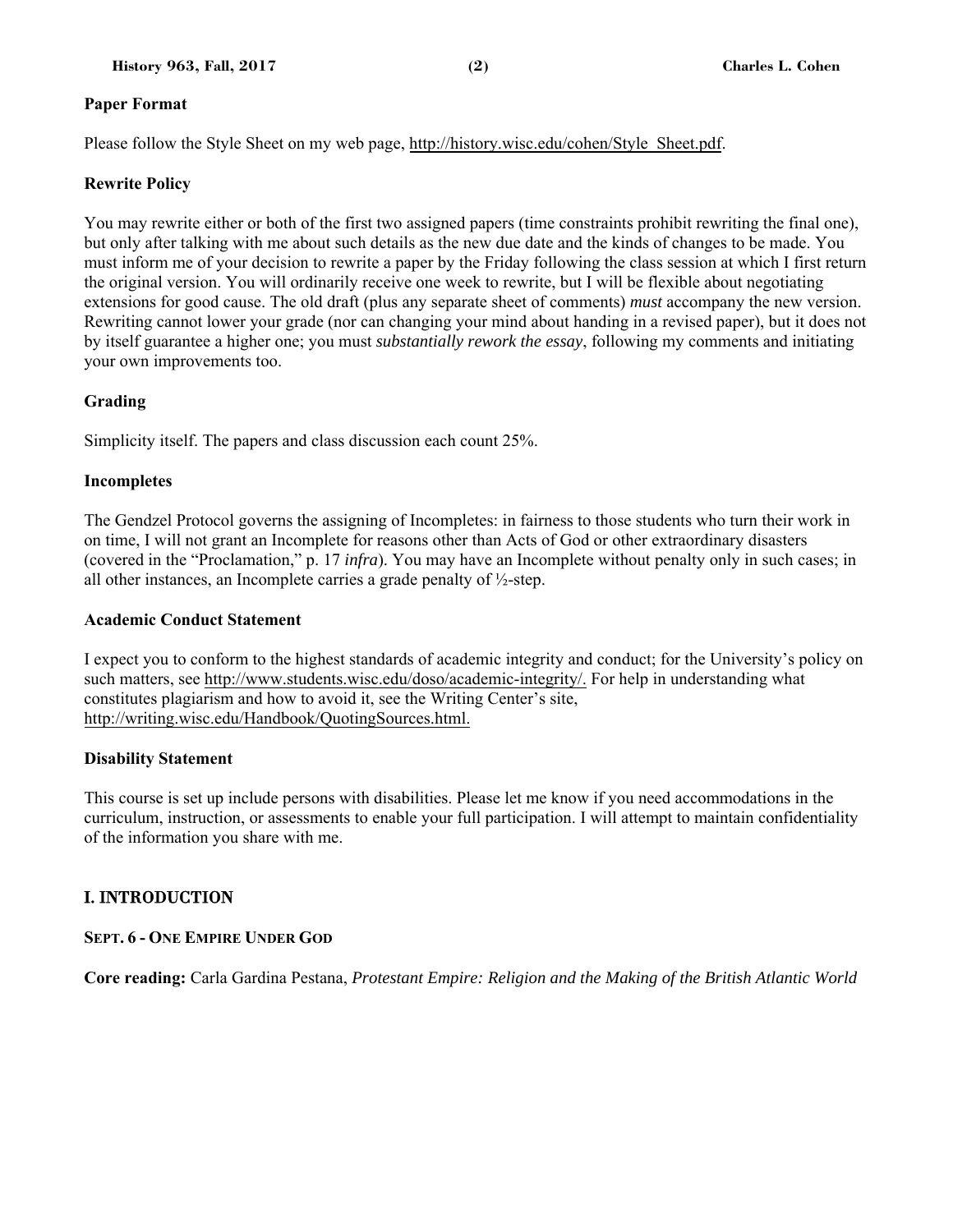**Paper Format**

Please follow the Style Sheet on my web page, http://history.wisc.edu/cohen/Style_Sheet.pdf.

**Rewrite Policy**

You may rewrite either or both of the first two assigned papers (time constraints prohibit rewriting the final one), but only after talking with me about such details as the new due date and the kinds of changes to be made. You must inform me of your decision to rewrite a paper by the Friday following the class session at which I first return the original version. You will ordinarily receive one week to rewrite, but I will be flexible about negotiating extensions for good cause. The old draft (plus any separate sheet of comments) *must* accompany the new version. Rewriting cannot lower your grade (nor can changing your mind about handing in a revised paper), but it does not by itself guarantee a higher one; you must *substantially rework the essay*, following my comments and initiating your own improvements too.

**Grading**

Simplicity itself. The papers and class discussion each count 25%.

**Incompletes**

The Gendzel Protocol governs the assigning of Incompletes: in fairness to those students who turn their work in on time, I will not grant an Incomplete for reasons other than Acts of God or other extraordinary disasters (covered in the "Proclamation," p. 17 *infra*). You may have an Incomplete without penalty only in such cases; in all other instances, an Incomplete carries a grade penalty of ½-step.

**Academic Conduct Statement**

I expect you to conform to the highest standards of academic integrity and conduct; for the University's policy on such matters, see http://www.students.wisc.edu/doso/academic-integrity/. For help in understanding what constitutes plagiarism and how to avoid it, see the Writing Center's site, http://writing.wisc.edu/Handbook/QuotingSources.html.

**Disability Statement**

This course is set up include persons with disabilities. Please let me know if you need accommodations in the curriculum, instruction, or assessments to enable your full participation. I will attempt to maintain confidentiality of the information you share with me.

## I. INTRODUCTION

### SEPT. 6 - ONE EMPIRE UNDER GOD

**Core reading:** Carla Gardina Pestana, *Protestant Empire: Religion and the Making of the British Atlantic World*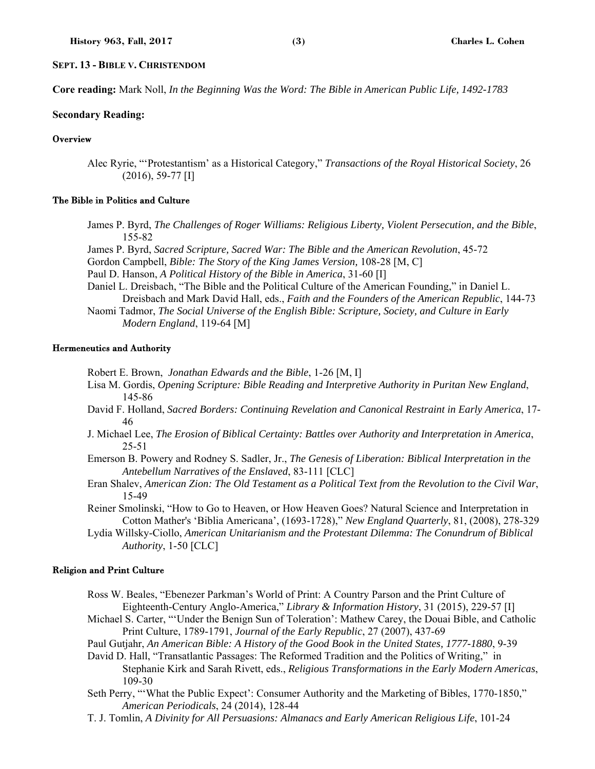## SEPT. 13 - BIBLE V. CHRISTENDOM

**Core reading:** Mark Noll, *In the Beginning Was the Word: The Bible in American Public Life, 1492-1783*

### Secondary Reading:

#### Overview

Alec Ryrie, "'Protestantism' as a Historical Category," *Transactions of the Royal Historical Society*, 26 (2016), 59-77 [I]

#### The Bible in Politics and Culture

James P. Byrd, *The Challenges of Roger Williams: Religious Liberty, Violent Persecution, and the Bible*, 155-82

James P. Byrd, *Sacred Scripture, Sacred War: The Bible and the American Revolution*, 45-72

Gordon Campbell, *Bible: The Story of the King James Version,* 108-28 [M, C]

Paul D. Hanson, *A Political History of the Bible in America*, 31-60 [I]

Daniel L. Dreisbach, "The Bible and the Political Culture of the American Founding," in Daniel L. Dreisbach and Mark David Hall, eds., *Faith and the Founders of the American Republic*, 144-73

Naomi Tadmor, *The Social Universe of the English Bible: Scripture, Society, and Culture in Early Modern England*, 119-64 [M]

#### Hermeneutics and Authority

Robert E. Brown, *Jonathan Edwards and the Bible*, 1-26 [M, I]

Lisa M. Gordis, *Opening Scripture: Bible Reading and Interpretive Authority in Puritan New England*, 145-86

David F. Holland, *Sacred Borders: Continuing Revelation and Canonical Restraint in Early America*, 17-46

J. Michael Lee, *The Erosion of Biblical Certainty: Battles over Authority and Interpretation in America*, 25-51

Emerson B. Powery and Rodney S. Sadler, Jr., *The Genesis of Liberation: Biblical Interpretation in the Antebellum Narratives of the Enslaved*, 83-111 [CLC]

Eran Shalev, *American Zion: The Old Testament as a Political Text from the Revolution to the Civil War*, 15-49

Reiner Smolinski, "How to Go to Heaven, or How Heaven Goes? Natural Science and Interpretation in Cotton Mather's 'Biblia Americana', (1693-1728)," *New England Quarterly*, 81, (2008), 278-329

Lydia Willsky-Ciollo, *American Unitarianism and the Protestant Dilemma: The Conundrum of Biblical Authority*, 1-50 [CLC]

#### Religion and Print Culture

Ross W. Beales, "Ebenezer Parkman's World of Print: A Country Parson and the Print Culture of Eighteenth-Century Anglo-America," *Library & Information History*, 31 (2015), 229-57 [I]

Michael S. Carter, "'Under the Benign Sun of Toleration': Mathew Carey, the Douai Bible, and Catholic Print Culture, 1789-1791, *Journal of the Early Republic*, 27 (2007), 437-69

Paul Gutjahr, *An American Bible: A History of the Good Book in the United States, 1777-1880*, 9-39

David D. Hall, "Transatlantic Passages: The Reformed Tradition and the Politics of Writing," in Stephanie Kirk and Sarah Rivett, eds., *Religious Transformations in the Early Modern Americas*, 109-30

Seth Perry, "'What the Public Expect': Consumer Authority and the Marketing of Bibles, 1770-1850," *American Periodicals*, 24 (2014), 128-44

T. J. Tomlin, *A Divinity for All Persuasions: Almanacs and Early American Religious Life*, 101-24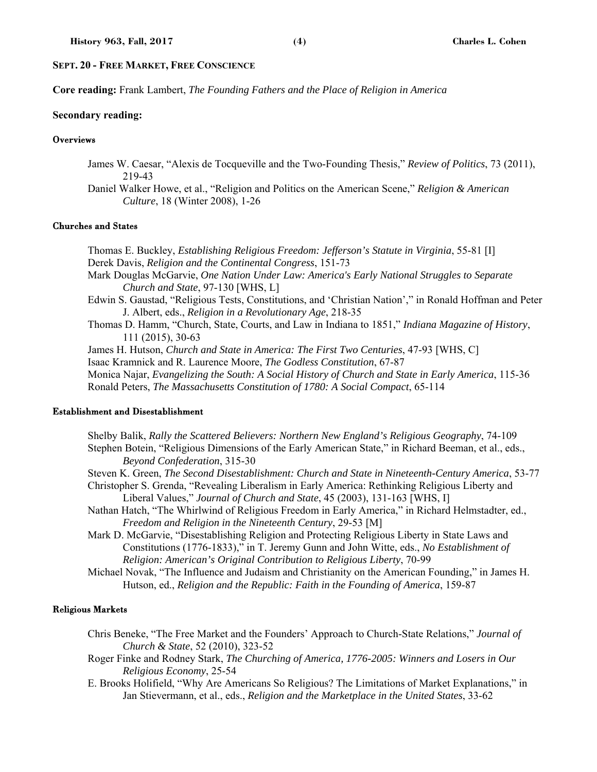## SEPT. 20 - FREE MARKET, FREE CONSCIENCE

**Core reading:** Frank Lambert, *The Founding Fathers and the Place of Religion in America*

**Secondary reading:**

#### Overviews

James W. Caesar, "Alexis de Tocqueville and the Two-Founding Thesis," *Review of Politics*, 73 (2011), 219-43

Daniel Walker Howe, et al., "Religion and Politics on the American Scene," *Religion & American Culture*, 18 (Winter 2008), 1-26

#### Churches and States

Thomas E. Buckley, *Establishing Religious Freedom: Jefferson's Statute in Virginia*, 55-81 [I]

Derek Davis, *Religion and the Continental Congress*, 151-73

Mark Douglas McGarvie, *One Nation Under Law: America's Early National Struggles to Separate Church and State*, 97-130 [WHS, L]

Edwin S. Gaustad, "Religious Tests, Constitutions, and 'Christian Nation'," in Ronald Hoffman and Peter J. Albert, eds., *Religion in a Revolutionary Age*, 218-35

Thomas D. Hamm, "Church, State, Courts, and Law in Indiana to 1851," *Indiana Magazine of History*, 111 (2015), 30-63

James H. Hutson, *Church and State in America: The First Two Centuries*, 47-93 [WHS, C]

Isaac Kramnick and R. Laurence Moore, *The Godless Constitution*, 67-87

Monica Najar, *Evangelizing the South: A Social History of Church and State in Early America*, 115-36

Ronald Peters, *The Massachusetts Constitution of 1780: A Social Compact*, 65-114

#### Establishment and Disestablishment

Shelby Balik, *Rally the Scattered Believers: Northern New England's Religious Geography*, 74-109

Stephen Botein, "Religious Dimensions of the Early American State," in Richard Beeman, et al., eds., *Beyond Confederation*, 315-30

Steven K. Green, *The Second Disestablishment: Church and State in Nineteenth-Century America*, 53-77

Christopher S. Grenda, "Revealing Liberalism in Early America: Rethinking Religious Liberty and Liberal Values," *Journal of Church and State*, 45 (2003), 131-163 [WHS, I]

Nathan Hatch, "The Whirlwind of Religious Freedom in Early America," in Richard Helmstadter, ed., *Freedom and Religion in the Nineteenth Century*, 29-53 [M]

Mark D. McGarvie, "Disestablishing Religion and Protecting Religious Liberty in State Laws and Constitutions (1776-1833)," in T. Jeremy Gunn and John Witte, eds., *No Establishment of Religion: American's Original Contribution to Religious Liberty*, 70-99

Michael Novak, "The Influence and Judaism and Christianity on the American Founding," in James H. Hutson, ed., *Religion and the Republic: Faith in the Founding of America*, 159-87

#### Religious Markets

Chris Beneke, "The Free Market and the Founders' Approach to Church-State Relations," *Journal of Church & State*, 52 (2010), 323-52

Roger Finke and Rodney Stark, *The Churching of America, 1776-2005: Winners and Losers in Our Religious Economy*, 25-54

E. Brooks Holifield, "Why Are Americans So Religious? The Limitations of Market Explanations," in Jan Stievermann, et al., eds., *Religion and the Marketplace in the United States*, 33-62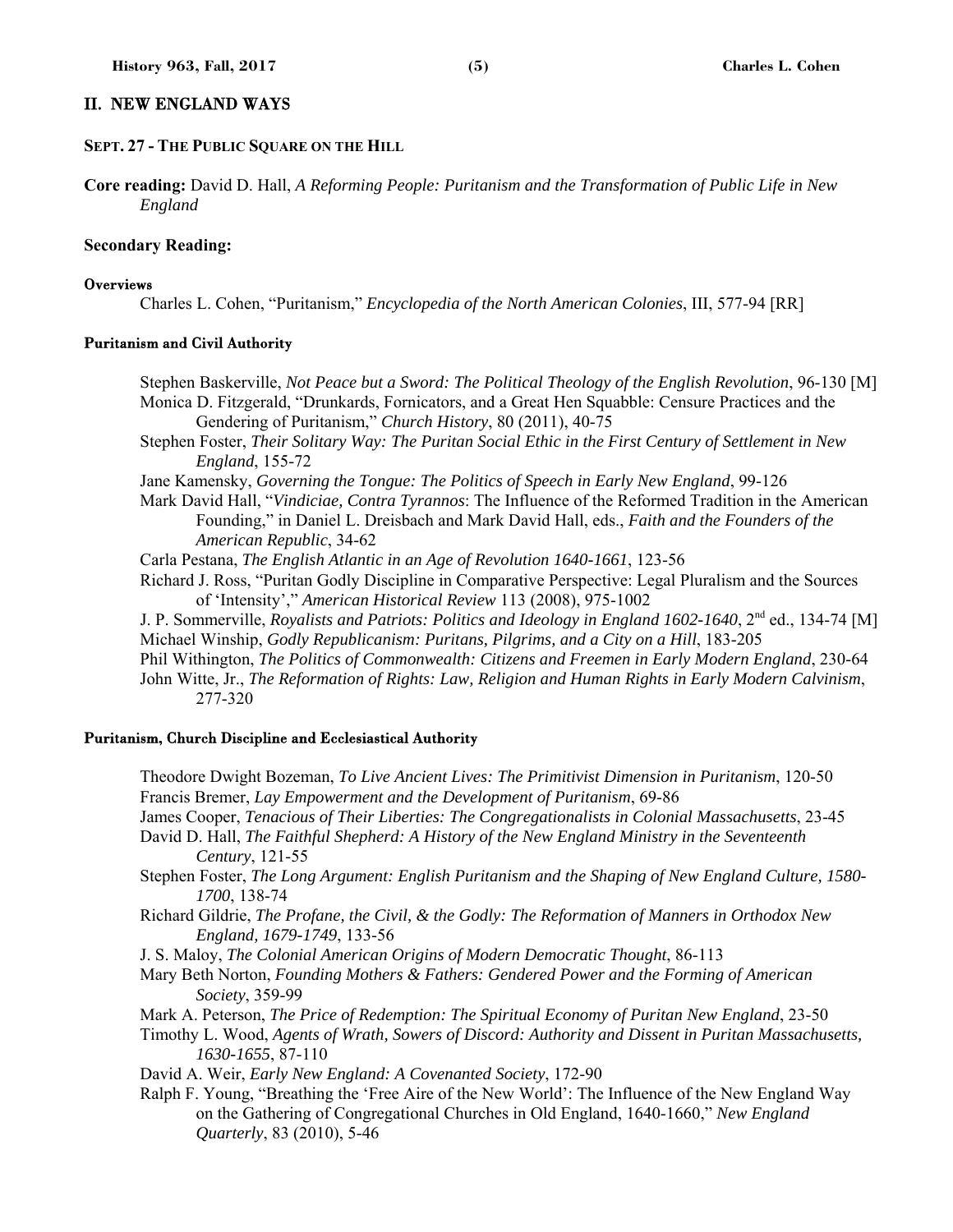## II. NEW ENGLAND WAYS

### SEPT. 27 - THE PUBLIC SQUARE ON THE HILL

**Core reading:** David D. Hall, *A Reforming People: Puritanism and the Transformation of Public Life in New England*

**Secondary Reading:**

#### Overviews

Charles L. Cohen, "Puritanism," *Encyclopedia of the North American Colonies*, III, 577-94 [RR]

#### Puritanism and Civil Authority

Stephen Baskerville, *Not Peace but a Sword: The Political Theology of the English Revolution*, 96-130 [M]

Monica D. Fitzgerald, "Drunkards, Fornicators, and a Great Hen Squabble: Censure Practices and the Gendering of Puritanism," *Church History*, 80 (2011), 40-75

Stephen Foster, *Their Solitary Way: The Puritan Social Ethic in the First Century of Settlement in New England*, 155-72

Jane Kamensky, *Governing the Tongue: The Politics of Speech in Early New England*, 99-126

Mark David Hall, "*Vindiciae, Contra Tyrannos*: The Influence of the Reformed Tradition in the American Founding," in Daniel L. Dreisbach and Mark David Hall, eds., *Faith and the Founders of the American Republic*, 34-62

Carla Pestana, *The English Atlantic in an Age of Revolution 1640-1661*, 123-56

Richard J. Ross, "Puritan Godly Discipline in Comparative Perspective: Legal Pluralism and the Sources of 'Intensity'," *American Historical Review* 113 (2008), 975-1002

J. P. Sommerville, *Royalists and Patriots: Politics and Ideology in England 1602-1640*, 2nd ed., 134-74 [M]

Michael Winship, *Godly Republicanism: Puritans, Pilgrims, and a City on a Hill*, 183-205

Phil Withington, *The Politics of Commonwealth: Citizens and Freemen in Early Modern England*, 230-64

John Witte, Jr., *The Reformation of Rights: Law, Religion and Human Rights in Early Modern Calvinism*, 277-320

#### Puritanism, Church Discipline and Ecclesiastical Authority

Theodore Dwight Bozeman, *To Live Ancient Lives: The Primitivist Dimension in Puritanism*, 120-50

Francis Bremer, *Lay Empowerment and the Development of Puritanism*, 69-86

James Cooper, *Tenacious of Their Liberties: The Congregationalists in Colonial Massachusetts*, 23-45

David D. Hall, *The Faithful Shepherd: A History of the New England Ministry in the Seventeenth Century*, 121-55

Stephen Foster, *The Long Argument: English Puritanism and the Shaping of New England Culture, 1580-1700*, 138-74

Richard Gildrie, *The Profane, the Civil, & the Godly: The Reformation of Manners in Orthodox New England, 1679-1749*, 133-56

J. S. Maloy, *The Colonial American Origins of Modern Democratic Thought*, 86-113

Mary Beth Norton, *Founding Mothers & Fathers: Gendered Power and the Forming of American Society*, 359-99

Mark A. Peterson, *The Price of Redemption: The Spiritual Economy of Puritan New England*, 23-50

Timothy L. Wood, *Agents of Wrath, Sowers of Discord: Authority and Dissent in Puritan Massachusetts, 1630-1655*, 87-110

David A. Weir, *Early New England: A Covenanted Society*, 172-90

Ralph F. Young, "Breathing the 'Free Aire of the New World': The Influence of the New England Way on the Gathering of Congregational Churches in Old England, 1640-1660," *New England Quarterly*, 83 (2010), 5-46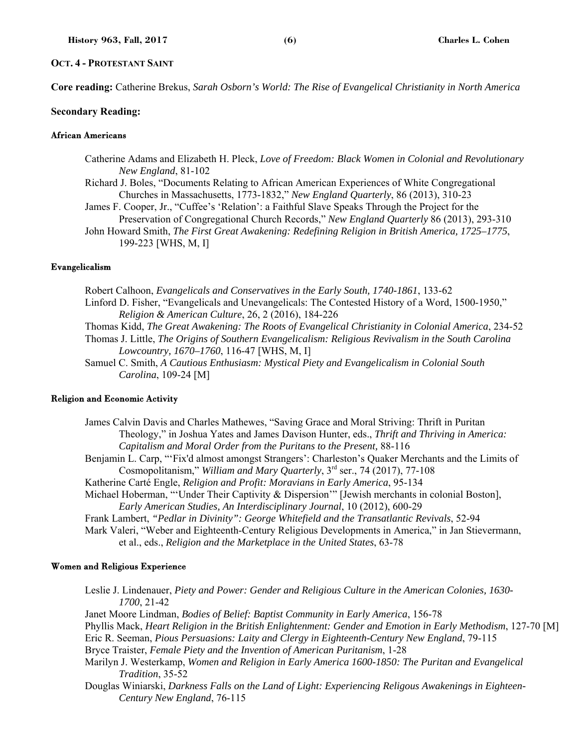**OCT. 4 - PROTESTANT SAINT**

**Core reading:** Catherine Brekus, *Sarah Osborn's World: The Rise of Evangelical Christianity in North America*

**Secondary Reading:**

#### African Americans

Catherine Adams and Elizabeth H. Pleck, *Love of Freedom: Black Women in Colonial and Revolutionary New England*, 81-102

Richard J. Boles, "Documents Relating to African American Experiences of White Congregational Churches in Massachusetts, 1773-1832," *New England Quarterly*, 86 (2013), 310-23

James F. Cooper, Jr., "Cuffee's 'Relation': a Faithful Slave Speaks Through the Project for the Preservation of Congregational Church Records," *New England Quarterly* 86 (2013), 293-310

John Howard Smith, *The First Great Awakening: Redefining Religion in British America, 1725–1775*, 199-223 [WHS, M, I]

#### Evangelicalism

Robert Calhoon, *Evangelicals and Conservatives in the Early South, 1740-1861*, 133-62

Linford D. Fisher, "Evangelicals and Unevangelicals: The Contested History of a Word, 1500-1950," *Religion & American Culture*, 26, 2 (2016), 184-226

Thomas Kidd, *The Great Awakening: The Roots of Evangelical Christianity in Colonial America*, 234-52

Thomas J. Little, *The Origins of Southern Evangelicalism: Religious Revivalism in the South Carolina Lowcountry, 1670–1760*, 116-47 [WHS, M, I]

Samuel C. Smith, *A Cautious Enthusiasm: Mystical Piety and Evangelicalism in Colonial South Carolina*, 109-24 [M]

#### Religion and Economic Activity

James Calvin Davis and Charles Mathewes, "Saving Grace and Moral Striving: Thrift in Puritan Theology," in Joshua Yates and James Davison Hunter, eds., *Thrift and Thriving in America: Capitalism and Moral Order from the Puritans to the Present,* 88-116

Benjamin L. Carp, "'Fix'd almost amongst Strangers': Charleston's Quaker Merchants and the Limits of Cosmopolitanism," *William and Mary Quarterly*, 3rd ser., 74 (2017), 77-108

Katherine Carté Engle, *Religion and Profit: Moravians in Early America*, 95-134

Michael Hoberman, "'Under Their Captivity & Dispersion'" [Jewish merchants in colonial Boston], *Early American Studies, An Interdisciplinary Journal*, 10 (2012), 600-29

Frank Lambert, *"Pedlar in Divinity": George Whitefield and the Transatlantic Revivals*, 52-94

Mark Valeri, "Weber and Eighteenth-Century Religious Developments in America," in Jan Stievermann, et al., eds., *Religion and the Marketplace in the United States*, 63-78

#### Women and Religious Experience

Leslie J. Lindenauer, *Piety and Power: Gender and Religious Culture in the American Colonies, 1630-1700*, 21-42

Janet Moore Lindman, *Bodies of Belief: Baptist Community in Early America*, 156-78

Phyllis Mack, *Heart Religion in the British Enlightenment: Gender and Emotion in Early Methodism*, 127-70 [M]

Eric R. Seeman, *Pious Persuasions: Laity and Clergy in Eighteenth-Century New England*, 79-115

Bryce Traister, *Female Piety and the Invention of American Puritanism*, 1-28

Marilyn J. Westerkamp, *Women and Religion in Early America 1600-1850: The Puritan and Evangelical Tradition*, 35-52

Douglas Winiarski, *Darkness Falls on the Land of Light: Experiencing Religous Awakenings in Eighteen-Century New England*, 76-115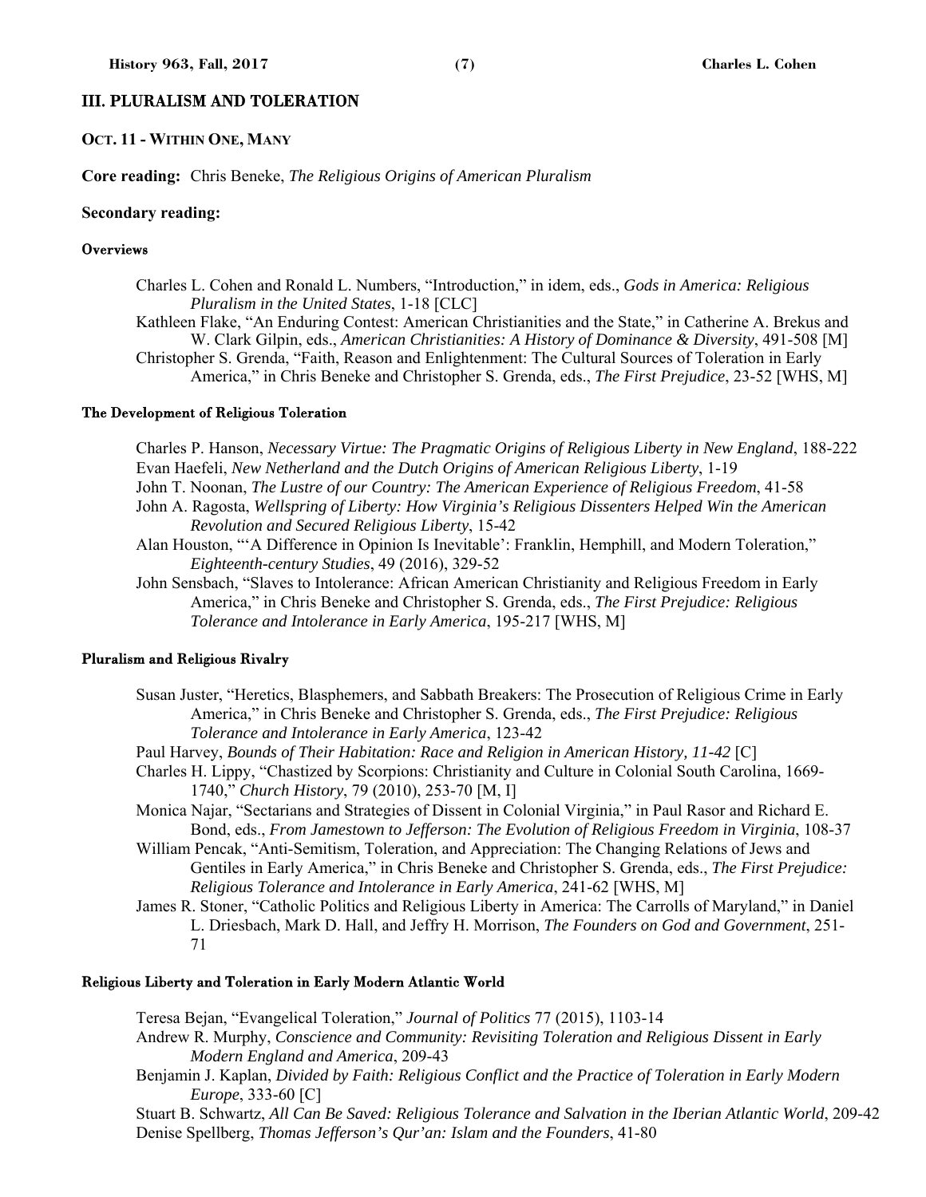## III. PLURALISM AND TOLERATION

### OCT. 11 - WITHIN ONE, MANY

**Core reading:** Chris Beneke, *The Religious Origins of American Pluralism*

**Secondary reading:**

#### Overviews

Charles L. Cohen and Ronald L. Numbers, "Introduction," in idem, eds., *Gods in America: Religious Pluralism in the United States*, 1-18 [CLC]

Kathleen Flake, "An Enduring Contest: American Christianities and the State," in Catherine A. Brekus and W. Clark Gilpin, eds., *American Christianities: A History of Dominance & Diversity*, 491-508 [M]

Christopher S. Grenda, "Faith, Reason and Enlightenment: The Cultural Sources of Toleration in Early America," in Chris Beneke and Christopher S. Grenda, eds., *The First Prejudice*, 23-52 [WHS, M]

#### The Development of Religious Toleration

Charles P. Hanson, *Necessary Virtue: The Pragmatic Origins of Religious Liberty in New England*, 188-222

Evan Haefeli, *New Netherland and the Dutch Origins of American Religious Liberty*, 1-19

John T. Noonan, *The Lustre of our Country: The American Experience of Religious Freedom*, 41-58

John A. Ragosta, *Wellspring of Liberty: How Virginia's Religious Dissenters Helped Win the American Revolution and Secured Religious Liberty*, 15-42

Alan Houston, "'A Difference in Opinion Is Inevitable': Franklin, Hemphill, and Modern Toleration," *Eighteenth-century Studies*, 49 (2016), 329-52

John Sensbach, "Slaves to Intolerance: African American Christianity and Religious Freedom in Early America," in Chris Beneke and Christopher S. Grenda, eds., *The First Prejudice: Religious Tolerance and Intolerance in Early America*, 195-217 [WHS, M]

#### Pluralism and Religious Rivalry

Susan Juster, "Heretics, Blasphemers, and Sabbath Breakers: The Prosecution of Religious Crime in Early America," in Chris Beneke and Christopher S. Grenda, eds., *The First Prejudice: Religious Tolerance and Intolerance in Early America*, 123-42

Paul Harvey, *Bounds of Their Habitation: Race and Religion in American History, 11-42* [C]

Charles H. Lippy, "Chastized by Scorpions: Christianity and Culture in Colonial South Carolina, 1669-1740," *Church History*, 79 (2010), 253-70 [M, I]

Monica Najar, "Sectarians and Strategies of Dissent in Colonial Virginia," in Paul Rasor and Richard E. Bond, eds., *From Jamestown to Jefferson: The Evolution of Religious Freedom in Virginia*, 108-37

William Pencak, "Anti-Semitism, Toleration, and Appreciation: The Changing Relations of Jews and Gentiles in Early America," in Chris Beneke and Christopher S. Grenda, eds., *The First Prejudice: Religious Tolerance and Intolerance in Early America*, 241-62 [WHS, M]

James R. Stoner, "Catholic Politics and Religious Liberty in America: The Carrolls of Maryland," in Daniel L. Driesbach, Mark D. Hall, and Jeffry H. Morrison, *The Founders on God and Government*, 251-71

#### Religious Liberty and Toleration in Early Modern Atlantic World

Teresa Bejan, "Evangelical Toleration," *Journal of Politics* 77 (2015), 1103-14

Andrew R. Murphy, *Conscience and Community: Revisiting Toleration and Religious Dissent in Early Modern England and America*, 209-43

Benjamin J. Kaplan, *Divided by Faith: Religious Conflict and the Practice of Toleration in Early Modern Europe*, 333-60 [C]

Stuart B. Schwartz, *All Can Be Saved: Religious Tolerance and Salvation in the Iberian Atlantic World*, 209-42

Denise Spellberg, *Thomas Jefferson's Qur'an: Islam and the Founders*, 41-80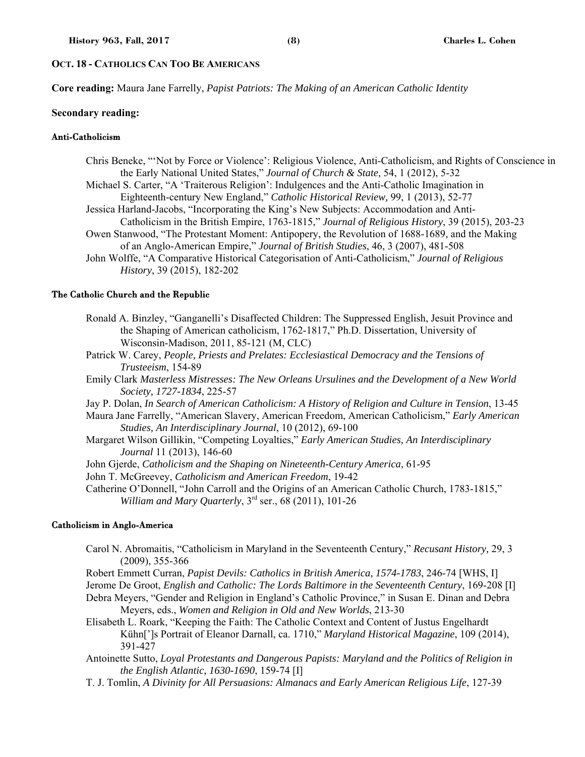## OCT. 18 - CATHOLICS CAN TOO BE AMERICANS

**Core reading:** Maura Jane Farrelly, *Papist Patriots: The Making of an American Catholic Identity*

### Secondary reading:

#### Anti-Catholicism

Chris Beneke, "'Not by Force or Violence': Religious Violence, Anti-Catholicism, and Rights of Conscience in the Early National United States," *Journal of Church & State,* 54, 1 (2012), 5-32

Michael S. Carter, "A 'Traiterous Religion': Indulgences and the Anti-Catholic Imagination in Eighteenth-century New England," *Catholic Historical Review,* 99, 1 (2013), 52-77

Jessica Harland-Jacobs, "Incorporating the King's New Subjects: Accommodation and Anti-Catholicism in the British Empire, 1763-1815," *Journal of Religious History*, 39 (2015), 203-23

Owen Stanwood, "The Protestant Moment: Antipopery, the Revolution of 1688-1689, and the Making of an Anglo-American Empire," *Journal of British Studies*, 46, 3 (2007), 481-508

John Wolffe, "A Comparative Historical Categorisation of Anti-Catholicism," *Journal of Religious History*, 39 (2015), 182-202

#### The Catholic Church and the Republic

Ronald A. Binzley, "Ganganelli's Disaffected Children: The Suppressed English, Jesuit Province and the Shaping of American catholicism, 1762-1817," Ph.D. Dissertation, University of Wisconsin-Madison, 2011, 85-121 (M, CLC)

Patrick W. Carey, *People, Priests and Prelates: Ecclesiastical Democracy and the Tensions of Trusteeism*, 154-89

Emily Clark *Masterless Mistresses: The New Orleans Ursulines and the Development of a New World Society, 1727-1834*, 225-57

Jay P. Dolan, *In Search of American Catholicism: A History of Religion and Culture in Tension*, 13-45

Maura Jane Farrelly, "American Slavery, American Freedom, American Catholicism," *Early American Studies, An Interdisciplinary Journal*, 10 (2012), 69-100

Margaret Wilson Gillikin, "Competing Loyalties," *Early American Studies, An Interdisciplinary Journal* 11 (2013), 146-60

John Gjerde, *Catholicism and the Shaping on Nineteenth-Century America*, 61-95

John T. McGreevey, *Catholicism and American Freedom*, 19-42

Catherine O'Donnell, "John Carroll and the Origins of an American Catholic Church, 1783-1815," *William and Mary Quarterly*, 3rd ser., 68 (2011), 101-26

#### Catholicism in Anglo-America

Carol N. Abromaitis, "Catholicism in Maryland in the Seventeenth Century," *Recusant History,* 29, 3 (2009), 355-366

Robert Emmett Curran, *Papist Devils: Catholics in British America, 1574-1783*, 246-74 [WHS, I]

Jerome De Groot, *English and Catholic: The Lords Baltimore in the Seventeenth Century*, 169-208 [I]

Debra Meyers, "Gender and Religion in England's Catholic Province," in Susan E. Dinan and Debra Meyers, eds., *Women and Religion in Old and New Worlds*, 213-30

Elisabeth L. Roark, "Keeping the Faith: The Catholic Context and Content of Justus Engelhardt Kühn[']s Portrait of Eleanor Darnall, ca. 1710," *Maryland Historical Magazine*, 109 (2014), 391-427

Antoinette Sutto, *Loyal Protestants and Dangerous Papists: Maryland and the Politics of Religion in the English Atlantic, 1630-1690*, 159-74 [I]

T. J. Tomlin, *A Divinity for All Persuasions: Almanacs and Early American Religious Life*, 127-39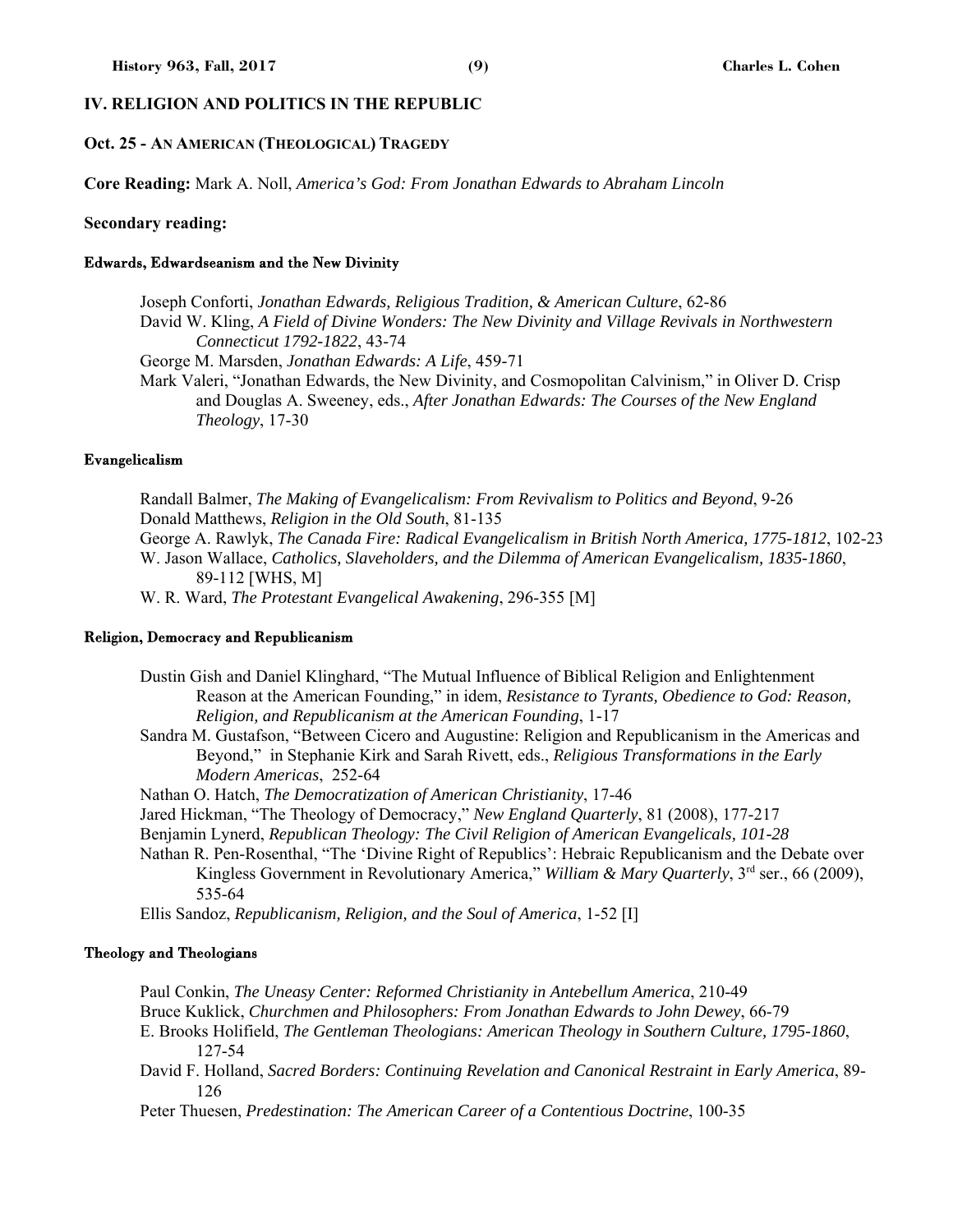## IV. RELIGION AND POLITICS IN THE REPUBLIC

### Oct. 25 - AN AMERICAN (THEOLOGICAL) TRAGEDY

**Core Reading:** Mark A. Noll, *America's God: From Jonathan Edwards to Abraham Lincoln*

**Secondary reading:**

#### Edwards, Edwardseanism and the New Divinity

Joseph Conforti, *Jonathan Edwards, Religious Tradition, & American Culture*, 62-86
David W. Kling, *A Field of Divine Wonders: The New Divinity and Village Revivals in Northwestern Connecticut 1792-1822*, 43-74
George M. Marsden, *Jonathan Edwards: A Life*, 459-71
Mark Valeri, "Jonathan Edwards, the New Divinity, and Cosmopolitan Calvinism," in Oliver D. Crisp and Douglas A. Sweeney, eds., *After Jonathan Edwards: The Courses of the New England Theology*, 17-30

#### Evangelicalism

Randall Balmer, *The Making of Evangelicalism: From Revivalism to Politics and Beyond*, 9-26
Donald Matthews, *Religion in the Old South*, 81-135
George A. Rawlyk, *The Canada Fire: Radical Evangelicalism in British North America, 1775-1812*, 102-23
W. Jason Wallace, *Catholics, Slaveholders, and the Dilemma of American Evangelicalism, 1835-1860*, 89-112 [WHS, M]
W. R. Ward, *The Protestant Evangelical Awakening*, 296-355 [M]

#### Religion, Democracy and Republicanism

Dustin Gish and Daniel Klinghard, "The Mutual Influence of Biblical Religion and Enlightenment Reason at the American Founding," in idem, *Resistance to Tyrants, Obedience to God: Reason, Religion, and Republicanism at the American Founding*, 1-17
Sandra M. Gustafson, "Between Cicero and Augustine: Religion and Republicanism in the Americas and Beyond," in Stephanie Kirk and Sarah Rivett, eds., *Religious Transformations in the Early Modern Americas*, 252-64
Nathan O. Hatch, *The Democratization of American Christianity*, 17-46
Jared Hickman, "The Theology of Democracy," *New England Quarterly*, 81 (2008), 177-217
Benjamin Lynerd, *Republican Theology: The Civil Religion of American Evangelicals, 101-28*
Nathan R. Pen-Rosenthal, "The 'Divine Right of Republics': Hebraic Republicanism and the Debate over Kingless Government in Revolutionary America," *William & Mary Quarterly*, 3rd ser., 66 (2009), 535-64
Ellis Sandoz, *Republicanism, Religion, and the Soul of America*, 1-52 [I]

#### Theology and Theologians

Paul Conkin, *The Uneasy Center: Reformed Christianity in Antebellum America*, 210-49
Bruce Kuklick, *Churchmen and Philosophers: From Jonathan Edwards to John Dewey*, 66-79
E. Brooks Holifield, *The Gentleman Theologians: American Theology in Southern Culture, 1795-1860*, 127-54
David F. Holland, *Sacred Borders: Continuing Revelation and Canonical Restraint in Early America*, 89-126
Peter Thuesen, *Predestination: The American Career of a Contentious Doctrine*, 100-35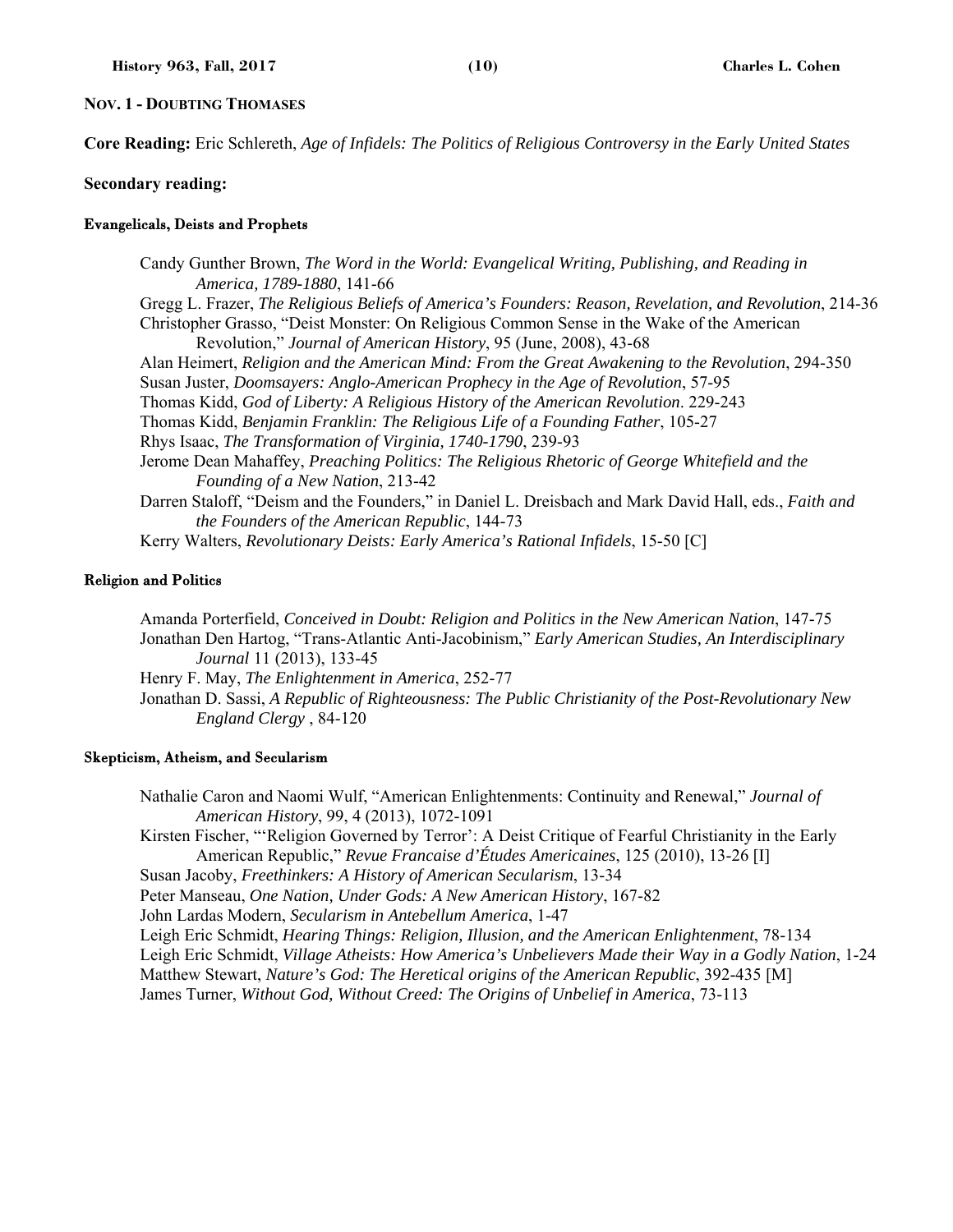**NOV. 1 - DOUBTING THOMASES**

**Core Reading:** Eric Schlereth, *Age of Infidels: The Politics of Religious Controversy in the Early United States*

### Secondary reading:

#### Evangelicals, Deists and Prophets

Candy Gunther Brown, *The Word in the World: Evangelical Writing, Publishing, and Reading in America, 1789-1880*, 141-66
Gregg L. Frazer, *The Religious Beliefs of America's Founders: Reason, Revelation, and Revolution*, 214-36
Christopher Grasso, "Deist Monster: On Religious Common Sense in the Wake of the American Revolution," *Journal of American History*, 95 (June, 2008), 43-68
Alan Heimert, *Religion and the American Mind: From the Great Awakening to the Revolution*, 294-350
Susan Juster, *Doomsayers: Anglo-American Prophecy in the Age of Revolution*, 57-95
Thomas Kidd, *God of Liberty: A Religious History of the American Revolution*. 229-243
Thomas Kidd, *Benjamin Franklin: The Religious Life of a Founding Father*, 105-27
Rhys Isaac, *The Transformation of Virginia, 1740-1790*, 239-93
Jerome Dean Mahaffey, *Preaching Politics: The Religious Rhetoric of George Whitefield and the Founding of a New Nation*, 213-42
Darren Staloff, "Deism and the Founders," in Daniel L. Dreisbach and Mark David Hall, eds., *Faith and the Founders of the American Republic*, 144-73
Kerry Walters, *Revolutionary Deists: Early America's Rational Infidels*, 15-50 [C]

#### Religion and Politics

Amanda Porterfield, *Conceived in Doubt: Religion and Politics in the New American Nation*, 147-75
Jonathan Den Hartog, "Trans-Atlantic Anti-Jacobinism," *Early American Studies, An Interdisciplinary Journal* 11 (2013), 133-45
Henry F. May, *The Enlightenment in America*, 252-77
Jonathan D. Sassi, *A Republic of Righteousness: The Public Christianity of the Post-Revolutionary New England Clergy* , 84-120

#### Skepticism, Atheism, and Secularism

Nathalie Caron and Naomi Wulf, "American Enlightenments: Continuity and Renewal," *Journal of American History*, 99, 4 (2013), 1072-1091
Kirsten Fischer, "'Religion Governed by Terror': A Deist Critique of Fearful Christianity in the Early American Republic," *Revue Francaise d'Études Americaines*, 125 (2010), 13-26 [I]
Susan Jacoby, *Freethinkers: A History of American Secularism*, 13-34
Peter Manseau, *One Nation, Under Gods: A New American History*, 167-82
John Lardas Modern, *Secularism in Antebellum America*, 1-47
Leigh Eric Schmidt, *Hearing Things: Religion, Illusion, and the American Enlightenment*, 78-134
Leigh Eric Schmidt, *Village Atheists: How America's Unbelievers Made their Way in a Godly Nation*, 1-24
Matthew Stewart, *Nature's God: The Heretical origins of the American Republic*, 392-435 [M]
James Turner, *Without God, Without Creed: The Origins of Unbelief in America*, 73-113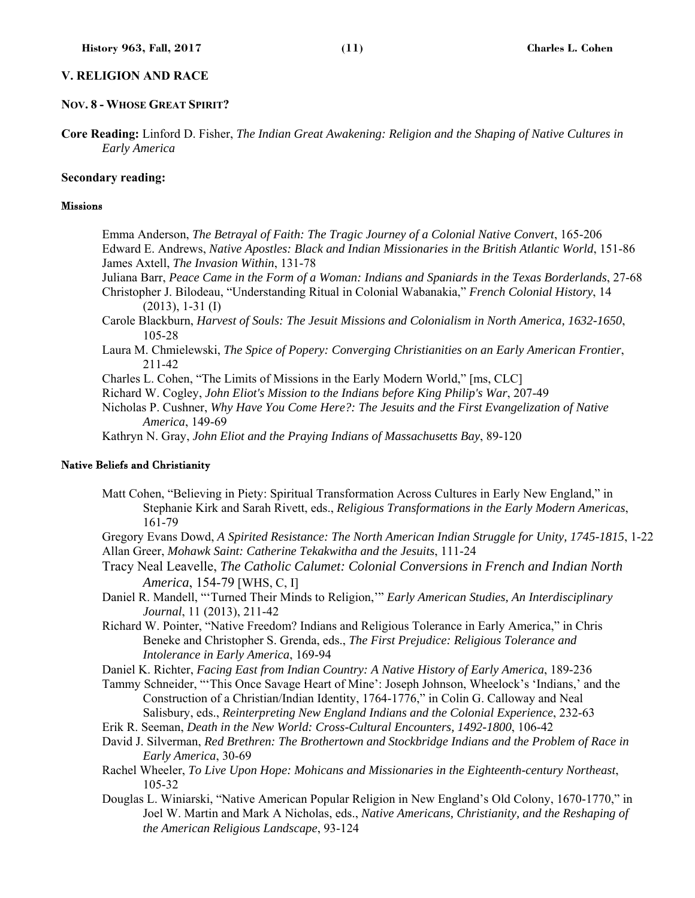## V. RELIGION AND RACE

### NOV. 8 - WHOSE GREAT SPIRIT?

**Core Reading:** Linford D. Fisher, *The Indian Great Awakening: Religion and the Shaping of Native Cultures in Early America*

**Secondary reading:**

#### Missions

Emma Anderson, *The Betrayal of Faith: The Tragic Journey of a Colonial Native Convert*, 165-206
Edward E. Andrews, *Native Apostles: Black and Indian Missionaries in the British Atlantic World*, 151-86
James Axtell, *The Invasion Within*, 131-78
Juliana Barr, *Peace Came in the Form of a Woman: Indians and Spaniards in the Texas Borderlands*, 27-68
Christopher J. Bilodeau, "Understanding Ritual in Colonial Wabanakia," *French Colonial History*, 14 (2013), 1-31 (I)
Carole Blackburn, *Harvest of Souls: The Jesuit Missions and Colonialism in North America, 1632-1650*, 105-28
Laura M. Chmielewski, *The Spice of Popery: Converging Christianities on an Early American Frontier*, 211-42
Charles L. Cohen, "The Limits of Missions in the Early Modern World," [ms, CLC]
Richard W. Cogley, *John Eliot's Mission to the Indians before King Philip's War*, 207-49
Nicholas P. Cushner, *Why Have You Come Here?: The Jesuits and the First Evangelization of Native America*, 149-69
Kathryn N. Gray, *John Eliot and the Praying Indians of Massachusetts Bay*, 89-120

#### Native Beliefs and Christianity

Matt Cohen, "Believing in Piety: Spiritual Transformation Across Cultures in Early New England," in Stephanie Kirk and Sarah Rivett, eds., *Religious Transformations in the Early Modern Americas*, 161-79
Gregory Evans Dowd, *A Spirited Resistance: The North American Indian Struggle for Unity, 1745-1815*, 1-22
Allan Greer, *Mohawk Saint: Catherine Tekakwitha and the Jesuits*, 111-24
Tracy Neal Leavelle, *The Catholic Calumet: Colonial Conversions in French and Indian North America*, 154-79 [WHS, C, I]
Daniel R. Mandell, "'Turned Their Minds to Religion,'" *Early American Studies, An Interdisciplinary Journal*, 11 (2013), 211-42
Richard W. Pointer, "Native Freedom? Indians and Religious Tolerance in Early America," in Chris Beneke and Christopher S. Grenda, eds., *The First Prejudice: Religious Tolerance and Intolerance in Early America*, 169-94
Daniel K. Richter, *Facing East from Indian Country: A Native History of Early America*, 189-236
Tammy Schneider, "'This Once Savage Heart of Mine': Joseph Johnson, Wheelock's 'Indians,' and the Construction of a Christian/Indian Identity, 1764-1776," in Colin G. Calloway and Neal Salisbury, eds., *Reinterpreting New England Indians and the Colonial Experience*, 232-63
Erik R. Seeman, *Death in the New World: Cross-Cultural Encounters, 1492-1800*, 106-42
David J. Silverman, *Red Brethren: The Brothertown and Stockbridge Indians and the Problem of Race in Early America*, 30-69
Rachel Wheeler, *To Live Upon Hope: Mohicans and Missionaries in the Eighteenth-century Northeast*, 105-32
Douglas L. Winiarski, "Native American Popular Religion in New England's Old Colony, 1670-1770," in Joel W. Martin and Mark A Nicholas, eds., *Native Americans, Christianity, and the Reshaping of the American Religious Landscape*, 93-124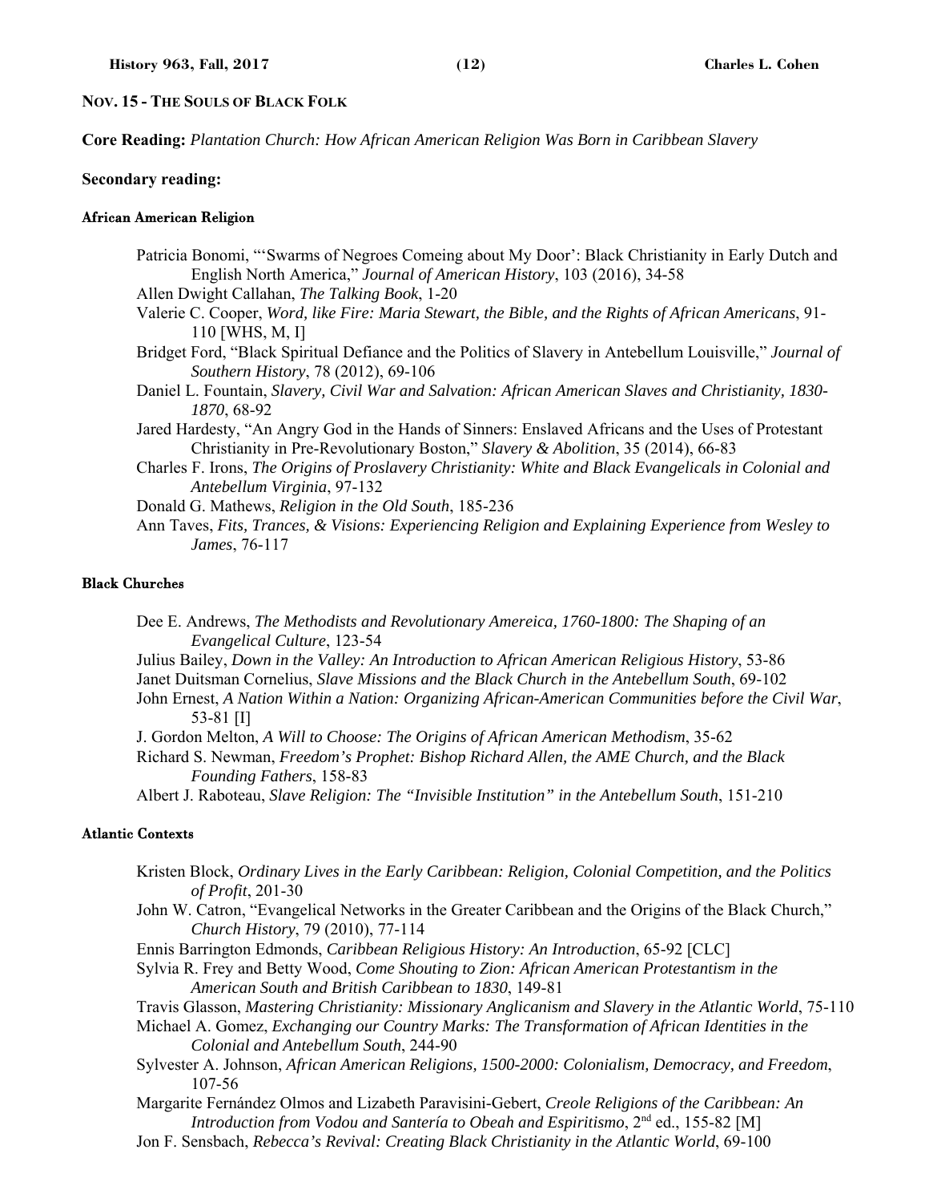**NOV. 15 - THE SOULS OF BLACK FOLK**

**Core Reading:** *Plantation Church: How African American Religion Was Born in Caribbean Slavery*

**Secondary reading:**

**African American Religion**

Patricia Bonomi, "'Swarms of Negroes Comeing about My Door': Black Christianity in Early Dutch and English North America," *Journal of American History*, 103 (2016), 34-58

Allen Dwight Callahan, *The Talking Book*, 1-20

Valerie C. Cooper, *Word, like Fire: Maria Stewart, the Bible, and the Rights of African Americans*, 91-110 [WHS, M, I]

Bridget Ford, "Black Spiritual Defiance and the Politics of Slavery in Antebellum Louisville," *Journal of Southern History*, 78 (2012), 69-106

Daniel L. Fountain, *Slavery, Civil War and Salvation: African American Slaves and Christianity, 1830-1870*, 68-92

Jared Hardesty, "An Angry God in the Hands of Sinners: Enslaved Africans and the Uses of Protestant Christianity in Pre-Revolutionary Boston," *Slavery & Abolition*, 35 (2014), 66-83

Charles F. Irons, *The Origins of Proslavery Christianity: White and Black Evangelicals in Colonial and Antebellum Virginia*, 97-132

Donald G. Mathews, *Religion in the Old South*, 185-236

Ann Taves, *Fits, Trances, & Visions: Experiencing Religion and Explaining Experience from Wesley to James*, 76-117

**Black Churches**

Dee E. Andrews, *The Methodists and Revolutionary Amereica, 1760-1800: The Shaping of an Evangelical Culture*, 123-54

Julius Bailey, *Down in the Valley: An Introduction to African American Religious History*, 53-86

Janet Duitsman Cornelius, *Slave Missions and the Black Church in the Antebellum South*, 69-102

John Ernest, *A Nation Within a Nation: Organizing African-American Communities before the Civil War*, 53-81 [I]

J. Gordon Melton, *A Will to Choose: The Origins of African American Methodism*, 35-62

Richard S. Newman, *Freedom's Prophet: Bishop Richard Allen, the AME Church, and the Black Founding Fathers*, 158-83

Albert J. Raboteau, *Slave Religion: The "Invisible Institution" in the Antebellum South*, 151-210

**Atlantic Contexts**

Kristen Block, *Ordinary Lives in the Early Caribbean: Religion, Colonial Competition, and the Politics of Profit*, 201-30

John W. Catron, "Evangelical Networks in the Greater Caribbean and the Origins of the Black Church," *Church History*, 79 (2010), 77-114

Ennis Barrington Edmonds, *Caribbean Religious History: An Introduction*, 65-92 [CLC]

Sylvia R. Frey and Betty Wood, *Come Shouting to Zion: African American Protestantism in the American South and British Caribbean to 1830*, 149-81

Travis Glasson, *Mastering Christianity: Missionary Anglicanism and Slavery in the Atlantic World*, 75-110

Michael A. Gomez, *Exchanging our Country Marks: The Transformation of African Identities in the Colonial and Antebellum South*, 244-90

Sylvester A. Johnson, *African American Religions, 1500-2000: Colonialism, Democracy, and Freedom*, 107-56

Margarite Fernández Olmos and Lizabeth Paravisini-Gebert, *Creole Religions of the Caribbean: An Introduction from Vodou and Santería to Obeah and Espiritismo*, 2nd ed., 155-82 [M]

Jon F. Sensbach, *Rebecca's Revival: Creating Black Christianity in the Atlantic World*, 69-100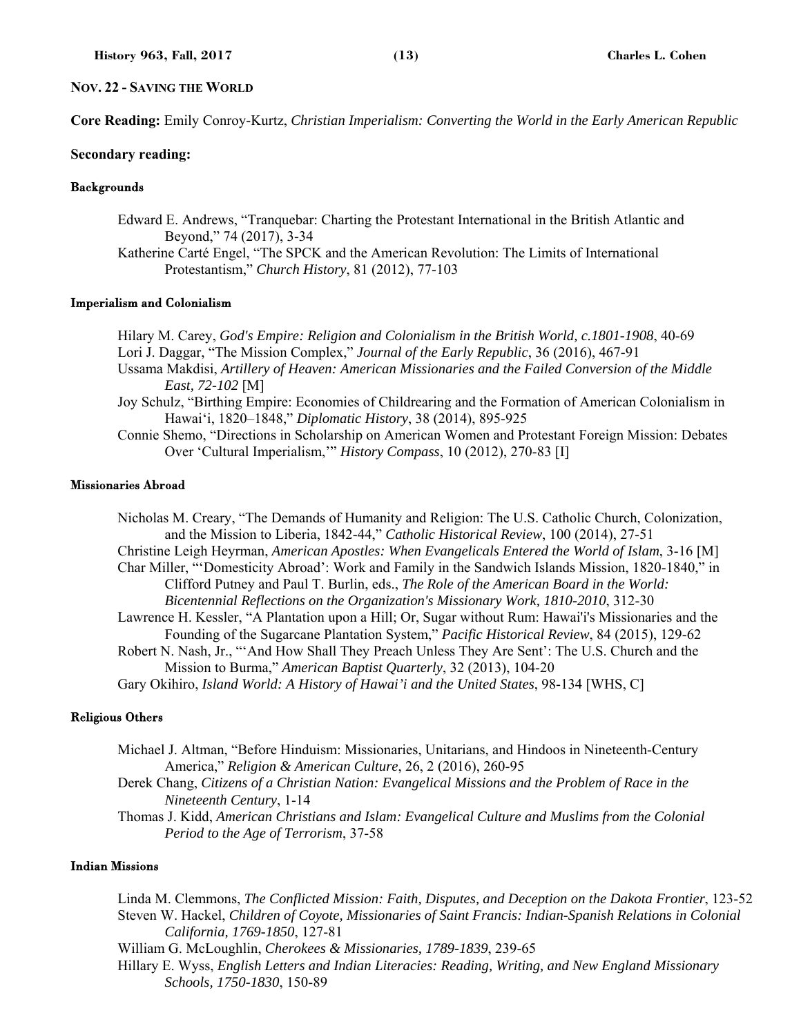## NOV. 22 - SAVING THE WORLD

**Core Reading:** Emily Conroy-Kurtz, *Christian Imperialism: Converting the World in the Early American Republic*

**Secondary reading:**

### Backgrounds

Edward E. Andrews, "Tranquebar: Charting the Protestant International in the British Atlantic and Beyond," 74 (2017), 3-34

Katherine Carté Engel, "The SPCK and the American Revolution: The Limits of International Protestantism," *Church History*, 81 (2012), 77-103

### Imperialism and Colonialism

Hilary M. Carey, *God's Empire: Religion and Colonialism in the British World, c.1801-1908*, 40-69

Lori J. Daggar, "The Mission Complex," *Journal of the Early Republic*, 36 (2016), 467-91

Ussama Makdisi, *Artillery of Heaven: American Missionaries and the Failed Conversion of the Middle East, 72-102* [M]

Joy Schulz, "Birthing Empire: Economies of Childrearing and the Formation of American Colonialism in Hawai'i, 1820–1848," *Diplomatic History*, 38 (2014), 895-925

Connie Shemo, "Directions in Scholarship on American Women and Protestant Foreign Mission: Debates Over 'Cultural Imperialism,'" *History Compass*, 10 (2012), 270-83 [I]

### Missionaries Abroad

Nicholas M. Creary, "The Demands of Humanity and Religion: The U.S. Catholic Church, Colonization, and the Mission to Liberia, 1842-44," *Catholic Historical Review*, 100 (2014), 27-51

Christine Leigh Heyrman, *American Apostles: When Evangelicals Entered the World of Islam*, 3-16 [M]

Char Miller, "'Domesticity Abroad': Work and Family in the Sandwich Islands Mission, 1820-1840," in Clifford Putney and Paul T. Burlin, eds., *The Role of the American Board in the World: Bicentennial Reflections on the Organization's Missionary Work, 1810-2010*, 312-30

Lawrence H. Kessler, "A Plantation upon a Hill; Or, Sugar without Rum: Hawai'i's Missionaries and the Founding of the Sugarcane Plantation System," *Pacific Historical Review*, 84 (2015), 129-62

Robert N. Nash, Jr., "'And How Shall They Preach Unless They Are Sent': The U.S. Church and the Mission to Burma," *American Baptist Quarterly*, 32 (2013), 104-20

Gary Okihiro, *Island World: A History of Hawai'i and the United States*, 98-134 [WHS, C]

### Religious Others

Michael J. Altman, "Before Hinduism: Missionaries, Unitarians, and Hindoos in Nineteenth-Century America," *Religion & American Culture*, 26, 2 (2016), 260-95

Derek Chang, *Citizens of a Christian Nation: Evangelical Missions and the Problem of Race in the Nineteenth Century*, 1-14

Thomas J. Kidd, *American Christians and Islam: Evangelical Culture and Muslims from the Colonial Period to the Age of Terrorism*, 37-58

### Indian Missions

Linda M. Clemmons, *The Conflicted Mission: Faith, Disputes, and Deception on the Dakota Frontier*, 123-52

Steven W. Hackel, *Children of Coyote, Missionaries of Saint Francis: Indian-Spanish Relations in Colonial California, 1769-1850*, 127-81

William G. McLoughlin, *Cherokees & Missionaries, 1789-1839*, 239-65

Hillary E. Wyss, *English Letters and Indian Literacies: Reading, Writing, and New England Missionary Schools, 1750-1830*, 150-89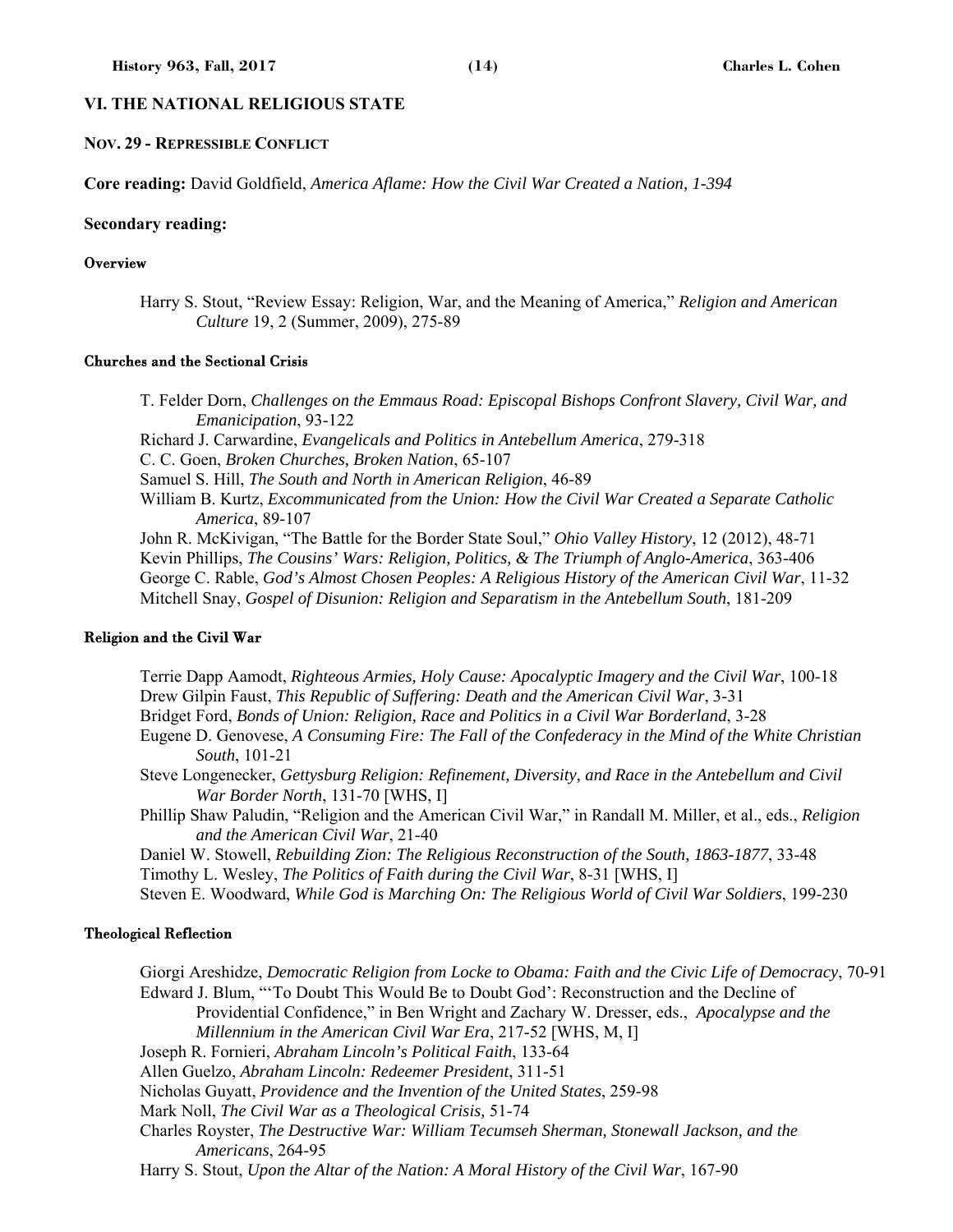## VI. THE NATIONAL RELIGIOUS STATE

### NOV. 29 - REPRESSIBLE CONFLICT

**Core reading:** David Goldfield, *America Aflame: How the Civil War Created a Nation, 1-394*

**Secondary reading:**

#### Overview

Harry S. Stout, "Review Essay: Religion, War, and the Meaning of America," *Religion and American Culture* 19, 2 (Summer, 2009), 275-89

#### Churches and the Sectional Crisis

T. Felder Dorn, *Challenges on the Emmaus Road: Episcopal Bishops Confront Slavery, Civil War, and Emanicipation*, 93-122
Richard J. Carwardine, *Evangelicals and Politics in Antebellum America*, 279-318
C. C. Goen, *Broken Churches, Broken Nation*, 65-107
Samuel S. Hill, *The South and North in American Religion*, 46-89
William B. Kurtz, *Excommunicated from the Union: How the Civil War Created a Separate Catholic America*, 89-107
John R. McKivigan, "The Battle for the Border State Soul," *Ohio Valley History*, 12 (2012), 48-71
Kevin Phillips, *The Cousins' Wars: Religion, Politics, & The Triumph of Anglo-America*, 363-406
George C. Rable, *God's Almost Chosen Peoples: A Religious History of the American Civil War*, 11-32
Mitchell Snay, *Gospel of Disunion: Religion and Separatism in the Antebellum South*, 181-209

#### Religion and the Civil War

Terrie Dapp Aamodt, *Righteous Armies, Holy Cause: Apocalyptic Imagery and the Civil War*, 100-18
Drew Gilpin Faust, *This Republic of Suffering: Death and the American Civil War*, 3-31
Bridget Ford, *Bonds of Union: Religion, Race and Politics in a Civil War Borderland*, 3-28
Eugene D. Genovese, *A Consuming Fire: The Fall of the Confederacy in the Mind of the White Christian South*, 101-21
Steve Longenecker, *Gettysburg Religion: Refinement, Diversity, and Race in the Antebellum and Civil War Border North*, 131-70 [WHS, I]
Phillip Shaw Paludin, "Religion and the American Civil War," in Randall M. Miller, et al., eds., *Religion and the American Civil War*, 21-40
Daniel W. Stowell, *Rebuilding Zion: The Religious Reconstruction of the South, 1863-1877*, 33-48
Timothy L. Wesley, *The Politics of Faith during the Civil War*, 8-31 [WHS, I]
Steven E. Woodward, *While God is Marching On: The Religious World of Civil War Soldiers*, 199-230

#### Theological Reflection

Giorgi Areshidze, *Democratic Religion from Locke to Obama: Faith and the Civic Life of Democracy*, 70-91
Edward J. Blum, "'To Doubt This Would Be to Doubt God': Reconstruction and the Decline of Providential Confidence," in Ben Wright and Zachary W. Dresser, eds., *Apocalypse and the Millennium in the American Civil War Era*, 217-52 [WHS, M, I]
Joseph R. Fornieri, *Abraham Lincoln's Political Faith*, 133-64
Allen Guelzo, *Abraham Lincoln: Redeemer President*, 311-51
Nicholas Guyatt, *Providence and the Invention of the United States*, 259-98
Mark Noll, *The Civil War as a Theological Crisis,* 51-74
Charles Royster, *The Destructive War: William Tecumseh Sherman, Stonewall Jackson, and the Americans*, 264-95
Harry S. Stout, *Upon the Altar of the Nation: A Moral History of the Civil War*, 167-90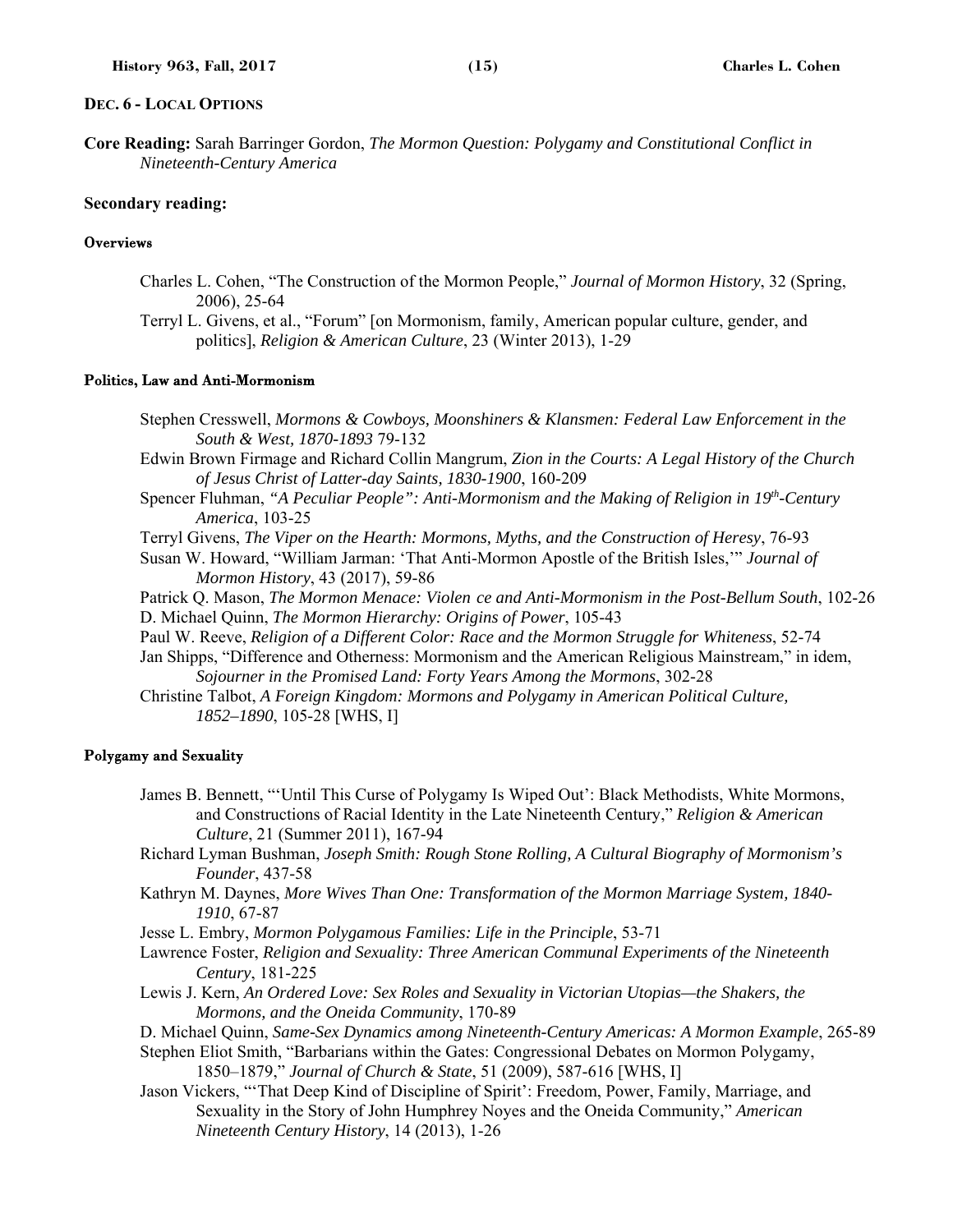## Dec. 6 - Local Options

**Core Reading:** Sarah Barringer Gordon, *The Mormon Question: Polygamy and Constitutional Conflict in Nineteenth-Century America*

### Secondary reading:

#### Overviews

Charles L. Cohen, "The Construction of the Mormon People," *Journal of Mormon History*, 32 (Spring, 2006), 25-64

Terryl L. Givens, et al., "Forum" [on Mormonism, family, American popular culture, gender, and politics], *Religion & American Culture*, 23 (Winter 2013), 1-29

#### Politics, Law and Anti-Mormonism

Stephen Cresswell, *Mormons & Cowboys, Moonshiners & Klansmen: Federal Law Enforcement in the South & West, 1870-1893* 79-132

Edwin Brown Firmage and Richard Collin Mangrum, *Zion in the Courts: A Legal History of the Church of Jesus Christ of Latter-day Saints, 1830-1900*, 160-209

Spencer Fluhman, *"A Peculiar People": Anti-Mormonism and the Making of Religion in 19th-Century America*, 103-25

Terryl Givens, *The Viper on the Hearth: Mormons, Myths, and the Construction of Heresy*, 76-93

Susan W. Howard, "William Jarman: 'That Anti-Mormon Apostle of the British Isles,'" *Journal of Mormon History*, 43 (2017), 59-86

Patrick Q. Mason, *The Mormon Menace: Violen ce and Anti-Mormonism in the Post-Bellum South*, 102-26

D. Michael Quinn, *The Mormon Hierarchy: Origins of Power*, 105-43

Paul W. Reeve, *Religion of a Different Color: Race and the Mormon Struggle for Whiteness*, 52-74

Jan Shipps, "Difference and Otherness: Mormonism and the American Religious Mainstream," in idem, *Sojourner in the Promised Land: Forty Years Among the Mormons*, 302-28

Christine Talbot, *A Foreign Kingdom: Mormons and Polygamy in American Political Culture, 1852–1890*, 105-28 [WHS, I]

#### Polygamy and Sexuality

James B. Bennett, "'Until This Curse of Polygamy Is Wiped Out': Black Methodists, White Mormons, and Constructions of Racial Identity in the Late Nineteenth Century," *Religion & American Culture*, 21 (Summer 2011), 167-94

Richard Lyman Bushman, *Joseph Smith: Rough Stone Rolling, A Cultural Biography of Mormonism's Founder*, 437-58

Kathryn M. Daynes, *More Wives Than One: Transformation of the Mormon Marriage System, 1840-1910*, 67-87

Jesse L. Embry, *Mormon Polygamous Families: Life in the Principle*, 53-71

Lawrence Foster, *Religion and Sexuality: Three American Communal Experiments of the Nineteenth Century*, 181-225

Lewis J. Kern, *An Ordered Love: Sex Roles and Sexuality in Victorian Utopias—the Shakers, the Mormons, and the Oneida Community*, 170-89

D. Michael Quinn, *Same-Sex Dynamics among Nineteenth-Century Americas: A Mormon Example*, 265-89

Stephen Eliot Smith, "Barbarians within the Gates: Congressional Debates on Mormon Polygamy, 1850–1879," *Journal of Church & State*, 51 (2009), 587-616 [WHS, I]

Jason Vickers, "'That Deep Kind of Discipline of Spirit': Freedom, Power, Family, Marriage, and Sexuality in the Story of John Humphrey Noyes and the Oneida Community," *American Nineteenth Century History*, 14 (2013), 1-26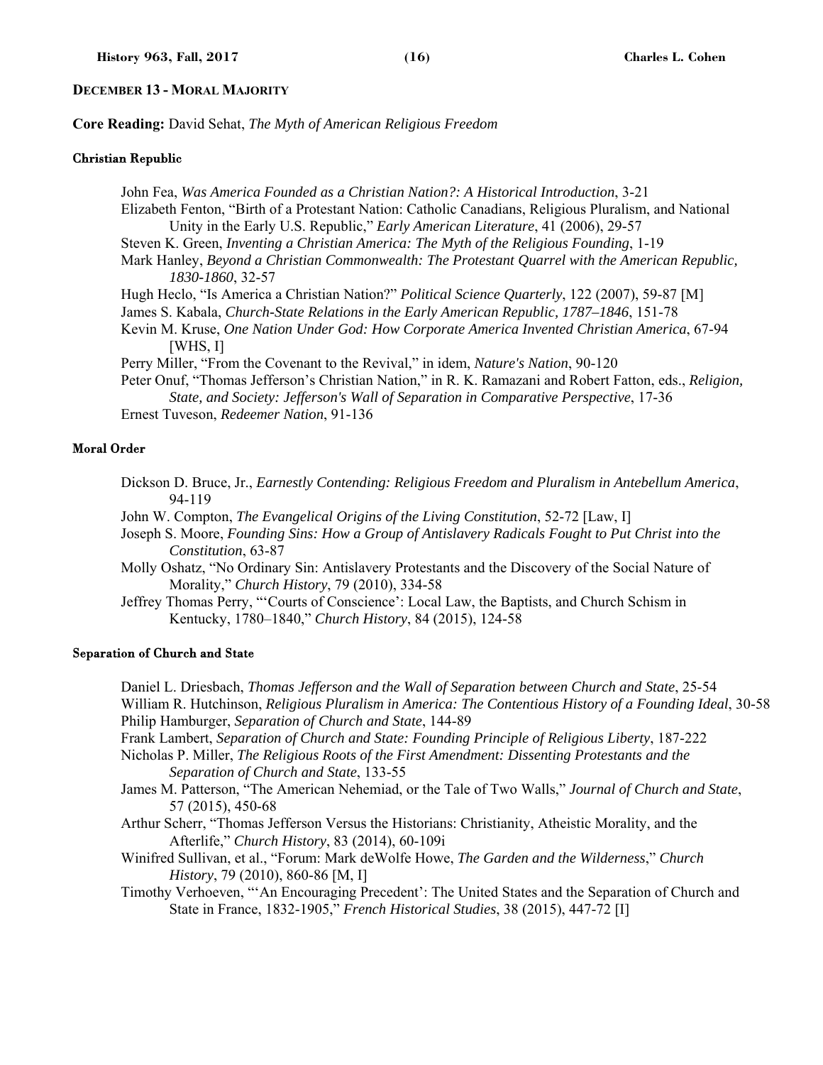## DECEMBER 13 - MORAL MAJORITY

**Core Reading:** David Sehat, *The Myth of American Religious Freedom*

### Christian Republic

- John Fea, *Was America Founded as a Christian Nation?: A Historical Introduction*, 3-21
- Elizabeth Fenton, "Birth of a Protestant Nation: Catholic Canadians, Religious Pluralism, and National Unity in the Early U.S. Republic," *Early American Literature*, 41 (2006), 29-57
- Steven K. Green, *Inventing a Christian America: The Myth of the Religious Founding*, 1-19
- Mark Hanley, *Beyond a Christian Commonwealth: The Protestant Quarrel with the American Republic, 1830-1860*, 32-57
- Hugh Heclo, "Is America a Christian Nation?" *Political Science Quarterly*, 122 (2007), 59-87 [M]
- James S. Kabala, *Church-State Relations in the Early American Republic, 1787–1846*, 151-78
- Kevin M. Kruse, *One Nation Under God: How Corporate America Invented Christian America*, 67-94 [WHS, I]
- Perry Miller, "From the Covenant to the Revival," in idem, *Nature's Nation*, 90-120
- Peter Onuf, "Thomas Jefferson's Christian Nation," in R. K. Ramazani and Robert Fatton, eds., *Religion, State, and Society: Jefferson's Wall of Separation in Comparative Perspective*, 17-36
- Ernest Tuveson, *Redeemer Nation*, 91-136

### Moral Order

- Dickson D. Bruce, Jr., *Earnestly Contending: Religious Freedom and Pluralism in Antebellum America*, 94-119
- John W. Compton, *The Evangelical Origins of the Living Constitution*, 52-72 [Law, I]
- Joseph S. Moore, *Founding Sins: How a Group of Antislavery Radicals Fought to Put Christ into the Constitution*, 63-87
- Molly Oshatz, "No Ordinary Sin: Antislavery Protestants and the Discovery of the Social Nature of Morality," *Church History*, 79 (2010), 334-58
- Jeffrey Thomas Perry, "'Courts of Conscience': Local Law, the Baptists, and Church Schism in Kentucky, 1780–1840," *Church History*, 84 (2015), 124-58

### Separation of Church and State

- Daniel L. Driesbach, *Thomas Jefferson and the Wall of Separation between Church and State*, 25-54
- William R. Hutchinson, *Religious Pluralism in America: The Contentious History of a Founding Ideal*, 30-58
- Philip Hamburger, *Separation of Church and State*, 144-89
- Frank Lambert, *Separation of Church and State: Founding Principle of Religious Liberty*, 187-222
- Nicholas P. Miller, *The Religious Roots of the First Amendment: Dissenting Protestants and the Separation of Church and State*, 133-55
- James M. Patterson, "The American Nehemiad, or the Tale of Two Walls," *Journal of Church and State*, 57 (2015), 450-68
- Arthur Scherr, "Thomas Jefferson Versus the Historians: Christianity, Atheistic Morality, and the Afterlife," *Church History*, 83 (2014), 60-109i
- Winifred Sullivan, et al., "Forum: Mark deWolfe Howe, *The Garden and the Wilderness*," *Church History*, 79 (2010), 860-86 [M, I]
- Timothy Verhoeven, "'An Encouraging Precedent': The United States and the Separation of Church and State in France, 1832-1905," *French Historical Studies*, 38 (2015), 447-72 [I]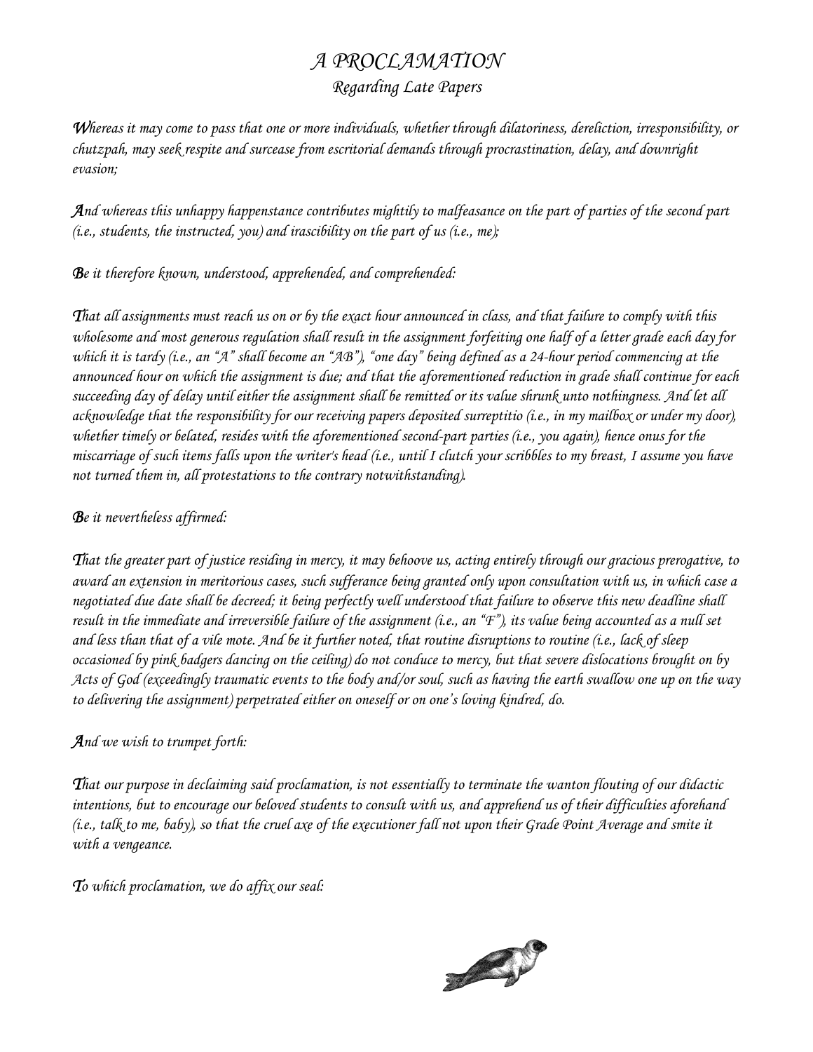# *A PROCLAMATION*

*Regarding Late Papers*

*Whereas it may come to pass that one or more individuals, whether through dilatoriness, dereliction, irresponsibility, or chutzpah, may seek respite and surcease from escritorial demands through procrastination, delay, and downright evasion;*

*And whereas this unhappy happenstance contributes mightily to malfeasance on the part of parties of the second part (i.e., students, the instructed, you) and irascibility on the part of us (i.e., me);*

*Be it therefore known, understood, apprehended, and comprehended:*

*That all assignments must reach us on or by the exact hour announced in class, and that failure to comply with this wholesome and most generous regulation shall result in the assignment forfeiting one half of a letter grade each day for which it is tardy (i.e., an "A" shall become an "AB"), "one day" being defined as a 24-hour period commencing at the announced hour on which the assignment is due; and that the aforementioned reduction in grade shall continue for each succeeding day of delay until either the assignment shall be remitted or its value shrunk unto nothingness. And let all acknowledge that the responsibility for our receiving papers deposited surreptitio (i.e., in my mailbox or under my door), whether timely or belated, resides with the aforementioned second-part parties (i.e., you again), hence onus for the miscarriage of such items falls upon the writer's head (i.e., until I clutch your scribbles to my breast, I assume you have not turned them in, all protestations to the contrary notwithstanding).*

*Be it nevertheless affirmed:*

*That the greater part of justice residing in mercy, it may behoove us, acting entirely through our gracious prerogative, to award an extension in meritorious cases, such sufferance being granted only upon consultation with us, in which case a negotiated due date shall be decreed; it being perfectly well understood that failure to observe this new deadline shall result in the immediate and irreversible failure of the assignment (i.e., an "F"), its value being accounted as a null set and less than that of a vile mote. And be it further noted, that routine disruptions to routine (i.e., lack of sleep occasioned by pink badgers dancing on the ceiling) do not conduce to mercy, but that severe dislocations brought on by Acts of God (exceedingly traumatic events to the body and/or soul, such as having the earth swallow one up on the way to delivering the assignment) perpetrated either on oneself or on one's loving kindred, do.*

*And we wish to trumpet forth:*

*That our purpose in declaiming said proclamation, is not essentially to terminate the wanton flouting of our didactic intentions, but to encourage our beloved students to consult with us, and apprehend us of their difficulties aforehand (i.e., talk to me, baby), so that the cruel axe of the executioner fall not upon their Grade Point Average and smite it with a vengeance.*

*To which proclamation, we do affix our seal:*